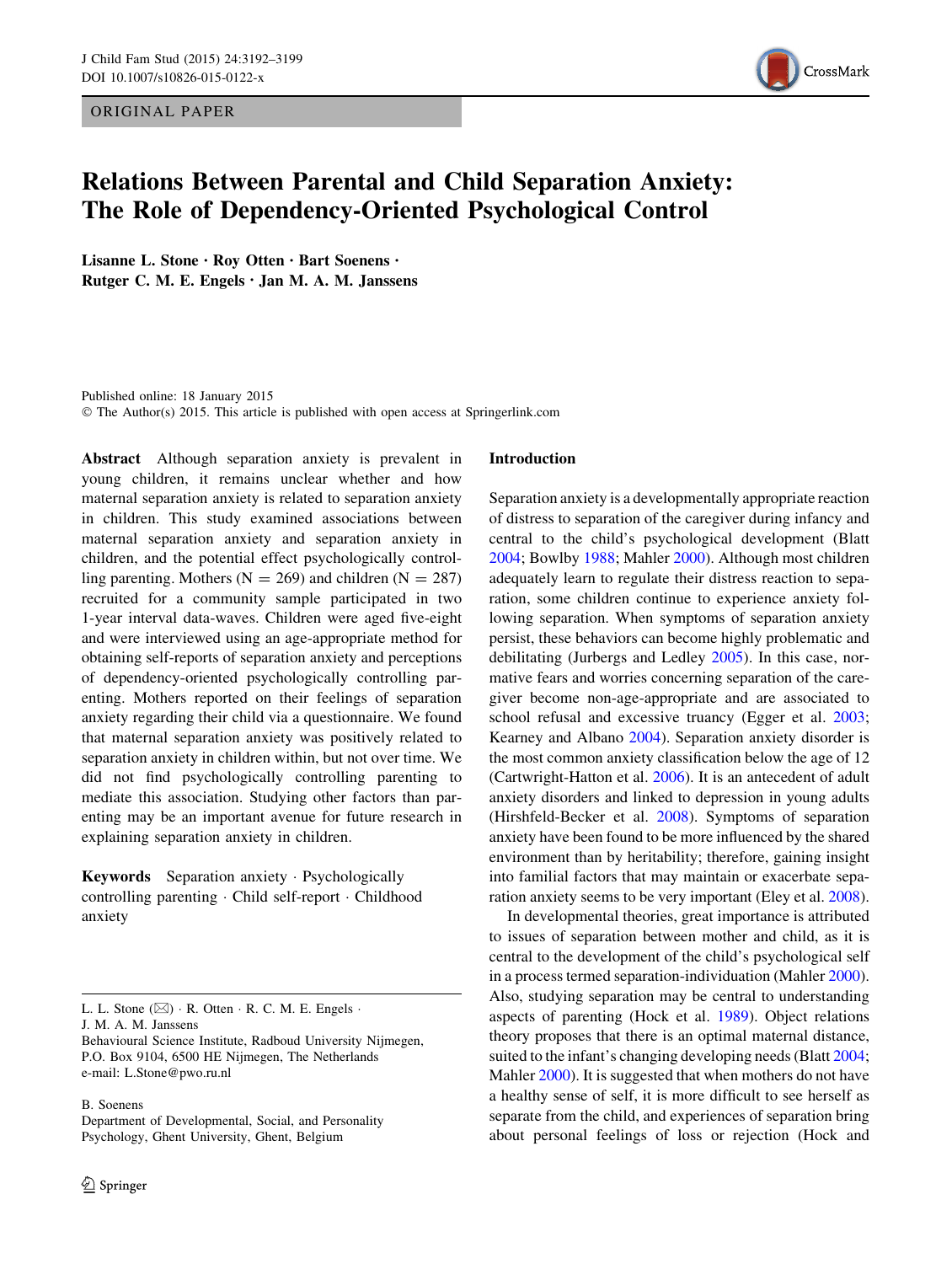ORIGINAL PAPER

# Relations Between Parental and Child Separation Anxiety: The Role of Dependency-Oriented Psychological Control

**Lisanne L. Stone · Roy Otten · Bart Soenens · Rutger C. M. E. Engels · Jan M. A. M. Janssens**

Published online: 18 January 2015
© The Author(s) 2015. This article is published with open access at Springerlink.com

**Abstract** Although separation anxiety is prevalent in young children, it remains unclear whether and how maternal separation anxiety is related to separation anxiety in children. This study examined associations between maternal separation anxiety and separation anxiety in children, and the potential effect psychologically controlling parenting. Mothers (N = 269) and children (N = 287) recruited for a community sample participated in two 1-year interval data-waves. Children were aged five-eight and were interviewed using an age-appropriate method for obtaining self-reports of separation anxiety and perceptions of dependency-oriented psychologically controlling parenting. Mothers reported on their feelings of separation anxiety regarding their child via a questionnaire. We found that maternal separation anxiety was positively related to separation anxiety in children within, but not over time. We did not find psychologically controlling parenting to mediate this association. Studying other factors than parenting may be an important avenue for future research in explaining separation anxiety in children.

**Keywords** Separation anxiety · Psychologically controlling parenting · Child self-report · Childhood anxiety

L. L. Stone (✉) · R. Otten · R. C. M. E. Engels · J. M. A. M. Janssens
Behavioural Science Institute, Radboud University Nijmegen, P.O. Box 9104, 6500 HE Nijmegen, The Netherlands
e-mail: L.Stone@pwo.ru.nl

B. Soenens
Department of Developmental, Social, and Personality Psychology, Ghent University, Ghent, Belgium

## Introduction

Separation anxiety is a developmentally appropriate reaction of distress to separation of the caregiver during infancy and central to the child's psychological development (Blatt 2004; Bowlby 1988; Mahler 2000). Although most children adequately learn to regulate their distress reaction to separation, some children continue to experience anxiety following separation. When symptoms of separation anxiety persist, these behaviors can become highly problematic and debilitating (Jurbergs and Ledley 2005). In this case, normative fears and worries concerning separation of the caregiver become non-age-appropriate and are associated to school refusal and excessive truancy (Egger et al. 2003; Kearney and Albano 2004). Separation anxiety disorder is the most common anxiety classification below the age of 12 (Cartwright-Hatton et al. 2006). It is an antecedent of adult anxiety disorders and linked to depression in young adults (Hirshfeld-Becker et al. 2008). Symptoms of separation anxiety have been found to be more influenced by the shared environment than by heritability; therefore, gaining insight into familial factors that may maintain or exacerbate separation anxiety seems to be very important (Eley et al. 2008).

In developmental theories, great importance is attributed to issues of separation between mother and child, as it is central to the development of the child's psychological self in a process termed separation-individuation (Mahler 2000). Also, studying separation may be central to understanding aspects of parenting (Hock et al. 1989). Object relations theory proposes that there is an optimal maternal distance, suited to the infant's changing developing needs (Blatt 2004; Mahler 2000). It is suggested that when mothers do not have a healthy sense of self, it is more difficult to see herself as separate from the child, and experiences of separation bring about personal feelings of loss or rejection (Hock and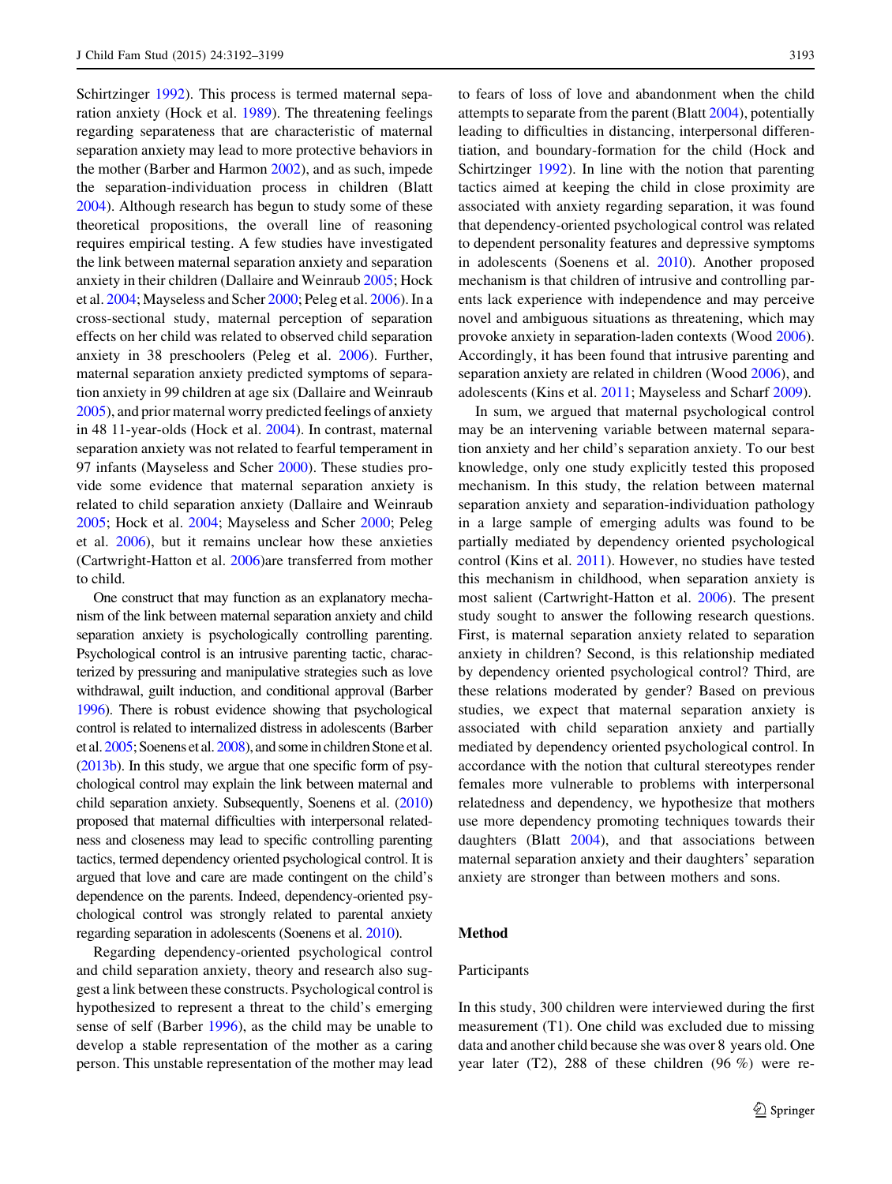Schirtzinger 1992). This process is termed maternal separation anxiety (Hock et al. 1989). The threatening feelings regarding separateness that are characteristic of maternal separation anxiety may lead to more protective behaviors in the mother (Barber and Harmon 2002), and as such, impede the separation-individuation process in children (Blatt 2004). Although research has begun to study some of these theoretical propositions, the overall line of reasoning requires empirical testing. A few studies have investigated the link between maternal separation anxiety and separation anxiety in their children (Dallaire and Weinraub 2005; Hock et al. 2004; Mayseless and Scher 2000; Peleg et al. 2006). In a cross-sectional study, maternal perception of separation effects on her child was related to observed child separation anxiety in 38 preschoolers (Peleg et al. 2006). Further, maternal separation anxiety predicted symptoms of separation anxiety in 99 children at age six (Dallaire and Weinraub 2005), and prior maternal worry predicted feelings of anxiety in 48 11-year-olds (Hock et al. 2004). In contrast, maternal separation anxiety was not related to fearful temperament in 97 infants (Mayseless and Scher 2000). These studies provide some evidence that maternal separation anxiety is related to child separation anxiety (Dallaire and Weinraub 2005; Hock et al. 2004; Mayseless and Scher 2000; Peleg et al. 2006), but it remains unclear how these anxieties (Cartwright-Hatton et al. 2006)are transferred from mother to child.

One construct that may function as an explanatory mechanism of the link between maternal separation anxiety and child separation anxiety is psychologically controlling parenting. Psychological control is an intrusive parenting tactic, characterized by pressuring and manipulative strategies such as love withdrawal, guilt induction, and conditional approval (Barber 1996). There is robust evidence showing that psychological control is related to internalized distress in adolescents (Barber et al. 2005; Soenens et al. 2008), and some in children Stone et al. (2013b). In this study, we argue that one specific form of psychological control may explain the link between maternal and child separation anxiety. Subsequently, Soenens et al. (2010) proposed that maternal difficulties with interpersonal relatedness and closeness may lead to specific controlling parenting tactics, termed dependency oriented psychological control. It is argued that love and care are made contingent on the child's dependence on the parents. Indeed, dependency-oriented psychological control was strongly related to parental anxiety regarding separation in adolescents (Soenens et al. 2010).

Regarding dependency-oriented psychological control and child separation anxiety, theory and research also suggest a link between these constructs. Psychological control is hypothesized to represent a threat to the child's emerging sense of self (Barber 1996), as the child may be unable to develop a stable representation of the mother as a caring person. This unstable representation of the mother may lead to fears of loss of love and abandonment when the child attempts to separate from the parent (Blatt 2004), potentially leading to difficulties in distancing, interpersonal differentiation, and boundary-formation for the child (Hock and Schirtzinger 1992). In line with the notion that parenting tactics aimed at keeping the child in close proximity are associated with anxiety regarding separation, it was found that dependency-oriented psychological control was related to dependent personality features and depressive symptoms in adolescents (Soenens et al. 2010). Another proposed mechanism is that children of intrusive and controlling parents lack experience with independence and may perceive novel and ambiguous situations as threatening, which may provoke anxiety in separation-laden contexts (Wood 2006). Accordingly, it has been found that intrusive parenting and separation anxiety are related in children (Wood 2006), and adolescents (Kins et al. 2011; Mayseless and Scharf 2009).

In sum, we argued that maternal psychological control may be an intervening variable between maternal separation anxiety and her child's separation anxiety. To our best knowledge, only one study explicitly tested this proposed mechanism. In this study, the relation between maternal separation anxiety and separation-individuation pathology in a large sample of emerging adults was found to be partially mediated by dependency oriented psychological control (Kins et al. 2011). However, no studies have tested this mechanism in childhood, when separation anxiety is most salient (Cartwright-Hatton et al. 2006). The present study sought to answer the following research questions. First, is maternal separation anxiety related to separation anxiety in children? Second, is this relationship mediated by dependency oriented psychological control? Third, are these relations moderated by gender? Based on previous studies, we expect that maternal separation anxiety is associated with child separation anxiety and partially mediated by dependency oriented psychological control. In accordance with the notion that cultural stereotypes render females more vulnerable to problems with interpersonal relatedness and dependency, we hypothesize that mothers use more dependency promoting techniques towards their daughters (Blatt 2004), and that associations between maternal separation anxiety and their daughters' separation anxiety are stronger than between mothers and sons.

## Method

### Participants

In this study, 300 children were interviewed during the first measurement (T1). One child was excluded due to missing data and another child because she was over 8 years old. One year later (T2), 288 of these children (96 %) were re-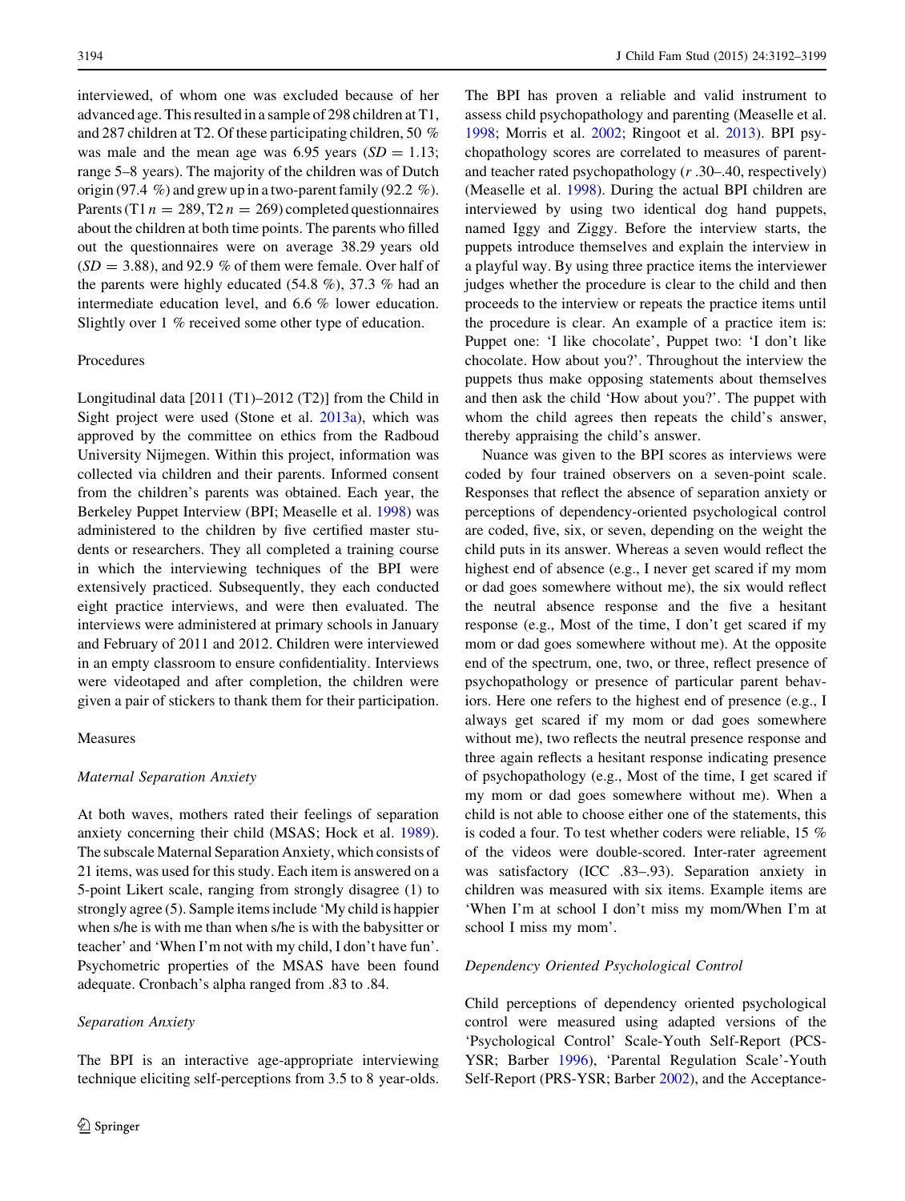interviewed, of whom one was excluded because of her advanced age. This resulted in a sample of 298 children at T1, and 287 children at T2. Of these participating children, 50 % was male and the mean age was 6.95 years ($SD = 1.13$; range 5–8 years). The majority of the children was of Dutch origin (97.4 %) and grew up in a two-parent family (92.2 %). Parents (T1 $n = 289$, T2 $n = 269$) completed questionnaires about the children at both time points. The parents who filled out the questionnaires were on average 38.29 years old ($SD = 3.88$), and 92.9 % of them were female. Over half of the parents were highly educated (54.8 %), 37.3 % had an intermediate education level, and 6.6 % lower education. Slightly over 1 % received some other type of education.

## Procedures

Longitudinal data [2011 (T1)–2012 (T2)] from the Child in Sight project were used (Stone et al. 2013a), which was approved by the committee on ethics from the Radboud University Nijmegen. Within this project, information was collected via children and their parents. Informed consent from the children's parents was obtained. Each year, the Berkeley Puppet Interview (BPI; Measelle et al. 1998) was administered to the children by five certified master students or researchers. They all completed a training course in which the interviewing techniques of the BPI were extensively practiced. Subsequently, they each conducted eight practice interviews, and were then evaluated. The interviews were administered at primary schools in January and February of 2011 and 2012. Children were interviewed in an empty classroom to ensure confidentiality. Interviews were videotaped and after completion, the children were given a pair of stickers to thank them for their participation.

## Measures

### *Maternal Separation Anxiety*

At both waves, mothers rated their feelings of separation anxiety concerning their child (MSAS; Hock et al. 1989). The subscale Maternal Separation Anxiety, which consists of 21 items, was used for this study. Each item is answered on a 5-point Likert scale, ranging from strongly disagree (1) to strongly agree (5). Sample items include 'My child is happier when s/he is with me than when s/he is with the babysitter or teacher' and 'When I'm not with my child, I don't have fun'. Psychometric properties of the MSAS have been found adequate. Cronbach's alpha ranged from .83 to .84.

### *Separation Anxiety*

The BPI is an interactive age-appropriate interviewing technique eliciting self-perceptions from 3.5 to 8 year-olds. The BPI has proven a reliable and valid instrument to assess child psychopathology and parenting (Measelle et al. 1998; Morris et al. 2002; Ringoot et al. 2013). BPI psychopathology scores are correlated to measures of parent- and teacher rated psychopathology ($r$ .30–.40, respectively) (Measelle et al. 1998). During the actual BPI children are interviewed by using two identical dog hand puppets, named Iggy and Ziggy. Before the interview starts, the puppets introduce themselves and explain the interview in a playful way. By using three practice items the interviewer judges whether the procedure is clear to the child and then proceeds to the interview or repeats the practice items until the procedure is clear. An example of a practice item is: Puppet one: 'I like chocolate', Puppet two: 'I don't like chocolate. How about you?'. Throughout the interview the puppets thus make opposing statements about themselves and then ask the child 'How about you?'. The puppet with whom the child agrees then repeats the child's answer, thereby appraising the child's answer.

Nuance was given to the BPI scores as interviews were coded by four trained observers on a seven-point scale. Responses that reflect the absence of separation anxiety or perceptions of dependency-oriented psychological control are coded, five, six, or seven, depending on the weight the child puts in its answer. Whereas a seven would reflect the highest end of absence (e.g., I never get scared if my mom or dad goes somewhere without me), the six would reflect the neutral absence response and the five a hesitant response (e.g., Most of the time, I don't get scared if my mom or dad goes somewhere without me). At the opposite end of the spectrum, one, two, or three, reflect presence of psychopathology or presence of particular parent behaviors. Here one refers to the highest end of presence (e.g., I always get scared if my mom or dad goes somewhere without me), two reflects the neutral presence response and three again reflects a hesitant response indicating presence of psychopathology (e.g., Most of the time, I get scared if my mom or dad goes somewhere without me). When a child is not able to choose either one of the statements, this is coded a four. To test whether coders were reliable, 15 % of the videos were double-scored. Inter-rater agreement was satisfactory (ICC .83–.93). Separation anxiety in children was measured with six items. Example items are 'When I'm at school I don't miss my mom/When I'm at school I miss my mom'.

### *Dependency Oriented Psychological Control*

Child perceptions of dependency oriented psychological control were measured using adapted versions of the 'Psychological Control' Scale-Youth Self-Report (PCS-YSR; Barber 1996), 'Parental Regulation Scale'-Youth Self-Report (PRS-YSR; Barber 2002), and the Acceptance-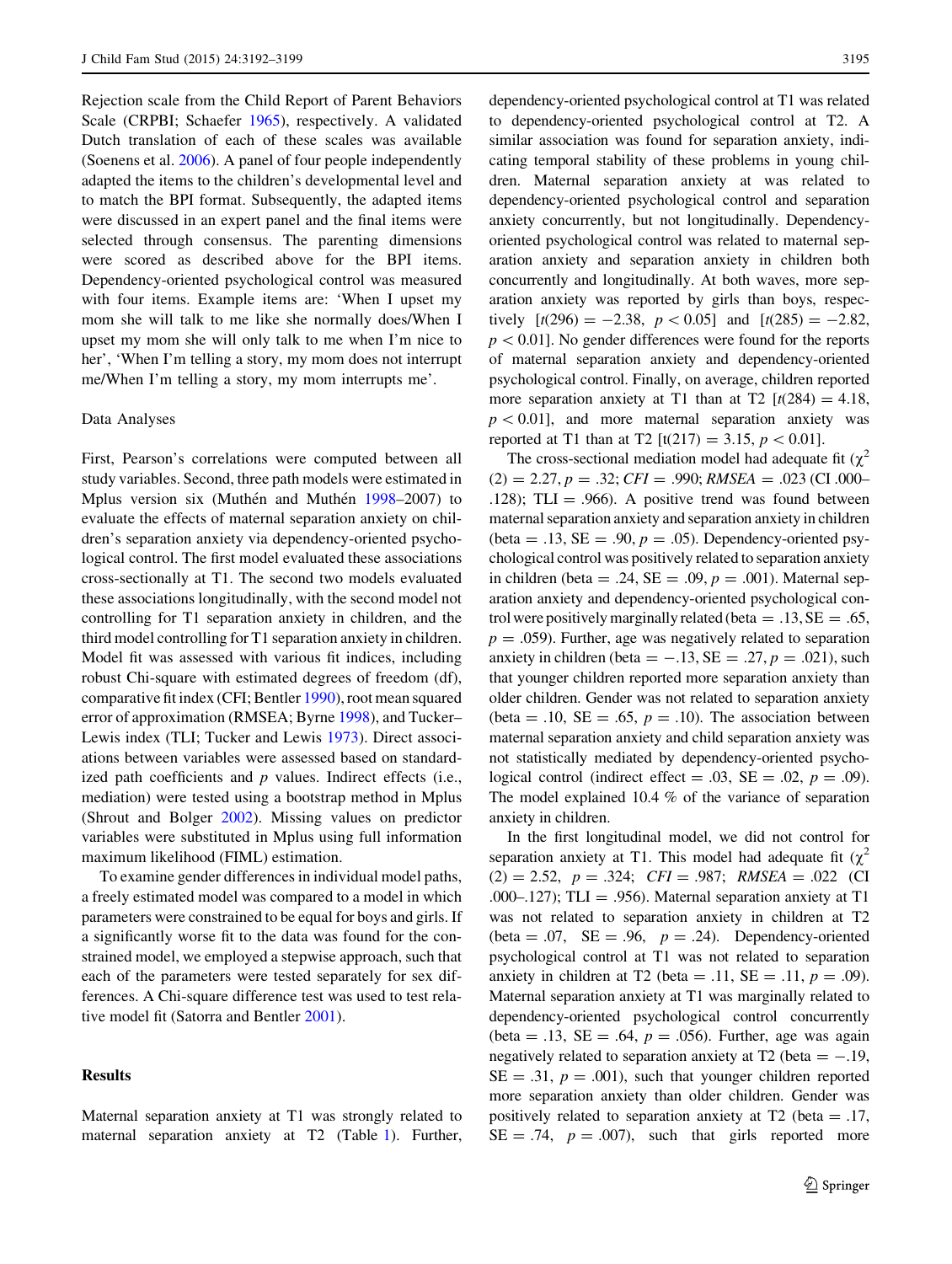Rejection scale from the Child Report of Parent Behaviors Scale (CRPBI; Schaefer 1965), respectively. A validated Dutch translation of each of these scales was available (Soenens et al. 2006). A panel of four people independently adapted the items to the children's developmental level and to match the BPI format. Subsequently, the adapted items were discussed in an expert panel and the final items were selected through consensus. The parenting dimensions were scored as described above for the BPI items. Dependency-oriented psychological control was measured with four items. Example items are: 'When I upset my mom she will talk to me like she normally does/When I upset my mom she will only talk to me when I'm nice to her', 'When I'm telling a story, my mom does not interrupt me/When I'm telling a story, my mom interrupts me'.

### Data Analyses

First, Pearson's correlations were computed between all study variables. Second, three path models were estimated in Mplus version six (Muthén and Muthén 1998–2007) to evaluate the effects of maternal separation anxiety on children's separation anxiety via dependency-oriented psychological control. The first model evaluated these associations cross-sectionally at T1. The second two models evaluated these associations longitudinally, with the second model not controlling for T1 separation anxiety in children, and the third model controlling for T1 separation anxiety in children. Model fit was assessed with various fit indices, including robust Chi-square with estimated degrees of freedom (df), comparative fit index (CFI; Bentler 1990), root mean squared error of approximation (RMSEA; Byrne 1998), and Tucker–Lewis index (TLI; Tucker and Lewis 1973). Direct associations between variables were assessed based on standardized path coefficients and $p$ values. Indirect effects (i.e., mediation) were tested using a bootstrap method in Mplus (Shrout and Bolger 2002). Missing values on predictor variables were substituted in Mplus using full information maximum likelihood (FIML) estimation.

To examine gender differences in individual model paths, a freely estimated model was compared to a model in which parameters were constrained to be equal for boys and girls. If a significantly worse fit to the data was found for the constrained model, we employed a stepwise approach, such that each of the parameters were tested separately for sex differences. A Chi-square difference test was used to test relative model fit (Satorra and Bentler 2001).

## Results

Maternal separation anxiety at T1 was strongly related to maternal separation anxiety at T2 (Table 1). Further, dependency-oriented psychological control at T1 was related to dependency-oriented psychological control at T2. A similar association was found for separation anxiety, indicating temporal stability of these problems in young children. Maternal separation anxiety at was related to dependency-oriented psychological control and separation anxiety concurrently, but not longitudinally. Dependency-oriented psychological control was related to maternal separation anxiety and separation anxiety in children both concurrently and longitudinally. At both waves, more separation anxiety was reported by girls than boys, respectively [$t(296) = -2.38$, $p < 0.05$] and [$t(285) = -2.82$, $p < 0.01$]. No gender differences were found for the reports of maternal separation anxiety and dependency-oriented psychological control. Finally, on average, children reported more separation anxiety at T1 than at T2 [$t(284) = 4.18$, $p < 0.01$], and more maternal separation anxiety was reported at T1 than at T2 [$t(217) = 3.15$, $p < 0.01$].

The cross-sectional mediation model had adequate fit ($\chi^2$ $(2) = 2.27$, $p = .32$; *CFI* = .990; *RMSEA* = .023 (CI .000–.128); TLI = .966). A positive trend was found between maternal separation anxiety and separation anxiety in children (beta = .13, SE = .90, $p = .05$). Dependency-oriented psychological control was positively related to separation anxiety in children (beta = .24, SE = .09, $p = .001$). Maternal separation anxiety and dependency-oriented psychological control were positively marginally related (beta = .13, SE = .65, $p = .059$). Further, age was negatively related to separation anxiety in children (beta = −.13, SE = .27, $p = .021$), such that younger children reported more separation anxiety than older children. Gender was not related to separation anxiety (beta = .10, SE = .65, $p = .10$). The association between maternal separation anxiety and child separation anxiety was not statistically mediated by dependency-oriented psychological control (indirect effect = .03, SE = .02, $p = .09$). The model explained 10.4 % of the variance of separation anxiety in children.

In the first longitudinal model, we did not control for separation anxiety at T1. This model had adequate fit ($\chi^2$ $(2) = 2.52$, $p = .324$; *CFI* = .987; *RMSEA* = .022 (CI .000–.127); TLI = .956). Maternal separation anxiety at T1 was not related to separation anxiety in children at T2 (beta = .07, SE = .96, $p = .24$). Dependency-oriented psychological control at T1 was not related to separation anxiety in children at T2 (beta = .11, SE = .11, $p = .09$). Maternal separation anxiety at T1 was marginally related to dependency-oriented psychological control concurrently (beta = .13, SE = .64, $p = .056$). Further, age was again negatively related to separation anxiety at T2 (beta = −.19, SE = .31, $p = .001$), such that younger children reported more separation anxiety than older children. Gender was positively related to separation anxiety at T2 (beta = .17, SE = .74, $p = .007$), such that girls reported more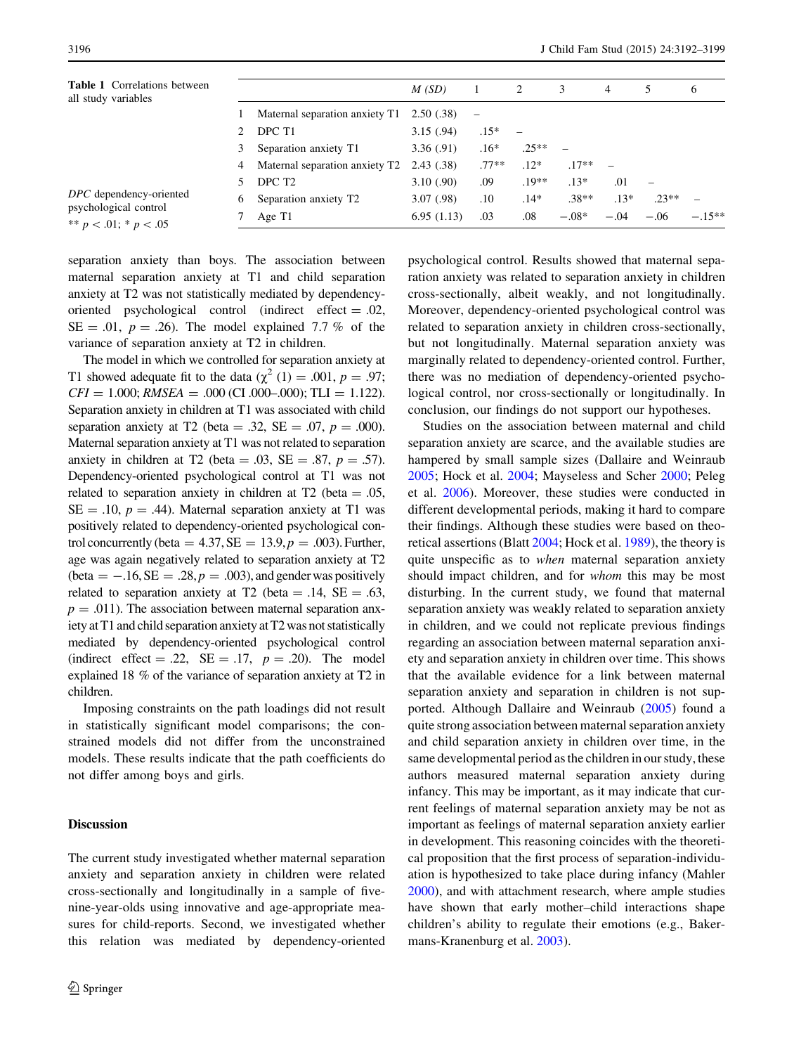**Table 1** Correlations between all study variables

| | | M (SD) | 1 | 2 | 3 | 4 | 5 | 6 |
|---|---|---|---|---|---|---|---|---|
| 1 | Maternal separation anxiety T1 | 2.50 (.38) | – | | | | | |
| 2 | DPC T1 | 3.15 (.94) | .15* | – | | | | |
| 3 | Separation anxiety T1 | 3.36 (.91) | .16* | .25** | – | | | |
| 4 | Maternal separation anxiety T2 | 2.43 (.38) | .77** | .12* | .17** | – | | |
| 5 | DPC T2 | 3.10 (.90) | .09 | .19** | .13* | .01 | – | |
| 6 | Separation anxiety T2 | 3.07 (.98) | .10 | .14* | .38** | .13* | .23** | – |
| 7 | Age T1 | 6.95 (1.13) | .03 | .08 | −.08* | −.04 | −.06 | −.15** |

*DPC* dependency-oriented psychological control

** $p < .01$; * $p < .05$

separation anxiety than boys. The association between maternal separation anxiety at T1 and child separation anxiety at T2 was not statistically mediated by dependency-oriented psychological control (indirect effect = .02, SE = .01, $p = .26$). The model explained 7.7 % of the variance of separation anxiety at T2 in children.

The model in which we controlled for separation anxiety at T1 showed adequate fit to the data ($\chi^2$ (1) = .001, $p = .97$; *CFI* = 1.000; *RMSEA* = .000 (CI .000–.000); TLI = 1.122). Separation anxiety in children at T1 was associated with child separation anxiety at T2 (beta = .32, SE = .07, $p = .000$). Maternal separation anxiety at T1 was not related to separation anxiety in children at T2 (beta = .03, SE = .87, $p = .57$). Dependency-oriented psychological control at T1 was not related to separation anxiety in children at T2 (beta = .05, SE = .10, $p = .44$). Maternal separation anxiety at T1 was positively related to dependency-oriented psychological control concurrently (beta = 4.37, SE = 13.9, $p = .003$). Further, age was again negatively related to separation anxiety at T2 (beta = −.16, SE = .28, $p = .003$), and gender was positively related to separation anxiety at T2 (beta = .14, SE = .63, $p = .011$). The association between maternal separation anxiety at T1 and child separation anxiety at T2 was not statistically mediated by dependency-oriented psychological control (indirect effect = .22, SE = .17, $p = .20$). The model explained 18 % of the variance of separation anxiety at T2 in children.

Imposing constraints on the path loadings did not result in statistically significant model comparisons; the constrained models did not differ from the unconstrained models. These results indicate that the path coefficients do not differ among boys and girls.

## Discussion

The current study investigated whether maternal separation anxiety and separation anxiety in children were related cross-sectionally and longitudinally in a sample of five-nine-year-olds using innovative and age-appropriate measures for child-reports. Second, we investigated whether this relation was mediated by dependency-oriented psychological control. Results showed that maternal separation anxiety was related to separation anxiety in children cross-sectionally, albeit weakly, and not longitudinally. Moreover, dependency-oriented psychological control was related to separation anxiety in children cross-sectionally, but not longitudinally. Maternal separation anxiety was marginally related to dependency-oriented control. Further, there was no mediation of dependency-oriented psychological control, nor cross-sectionally or longitudinally. In conclusion, our findings do not support our hypotheses.

Studies on the association between maternal and child separation anxiety are scarce, and the available studies are hampered by small sample sizes (Dallaire and Weinraub 2005; Hock et al. 2004; Mayseless and Scher 2000; Peleg et al. 2006). Moreover, these studies were conducted in different developmental periods, making it hard to compare their findings. Although these studies were based on theoretical assertions (Blatt 2004; Hock et al. 1989), the theory is quite unspecific as to *when* maternal separation anxiety should impact children, and for *whom* this may be most disturbing. In the current study, we found that maternal separation anxiety was weakly related to separation anxiety in children, and we could not replicate previous findings regarding an association between maternal separation anxiety and separation anxiety in children over time. This shows that the available evidence for a link between maternal separation anxiety and separation in children is not supported. Although Dallaire and Weinraub (2005) found a quite strong association between maternal separation anxiety and child separation anxiety in children over time, in the same developmental period as the children in our study, these authors measured maternal separation anxiety during infancy. This may be important, as it may indicate that current feelings of maternal separation anxiety may be not as important as feelings of maternal separation anxiety earlier in development. This reasoning coincides with the theoretical proposition that the first process of separation-individuation is hypothesized to take place during infancy (Mahler 2000), and with attachment research, where ample studies have shown that early mother–child interactions shape children's ability to regulate their emotions (e.g., Bakermans-Kranenburg et al. 2003).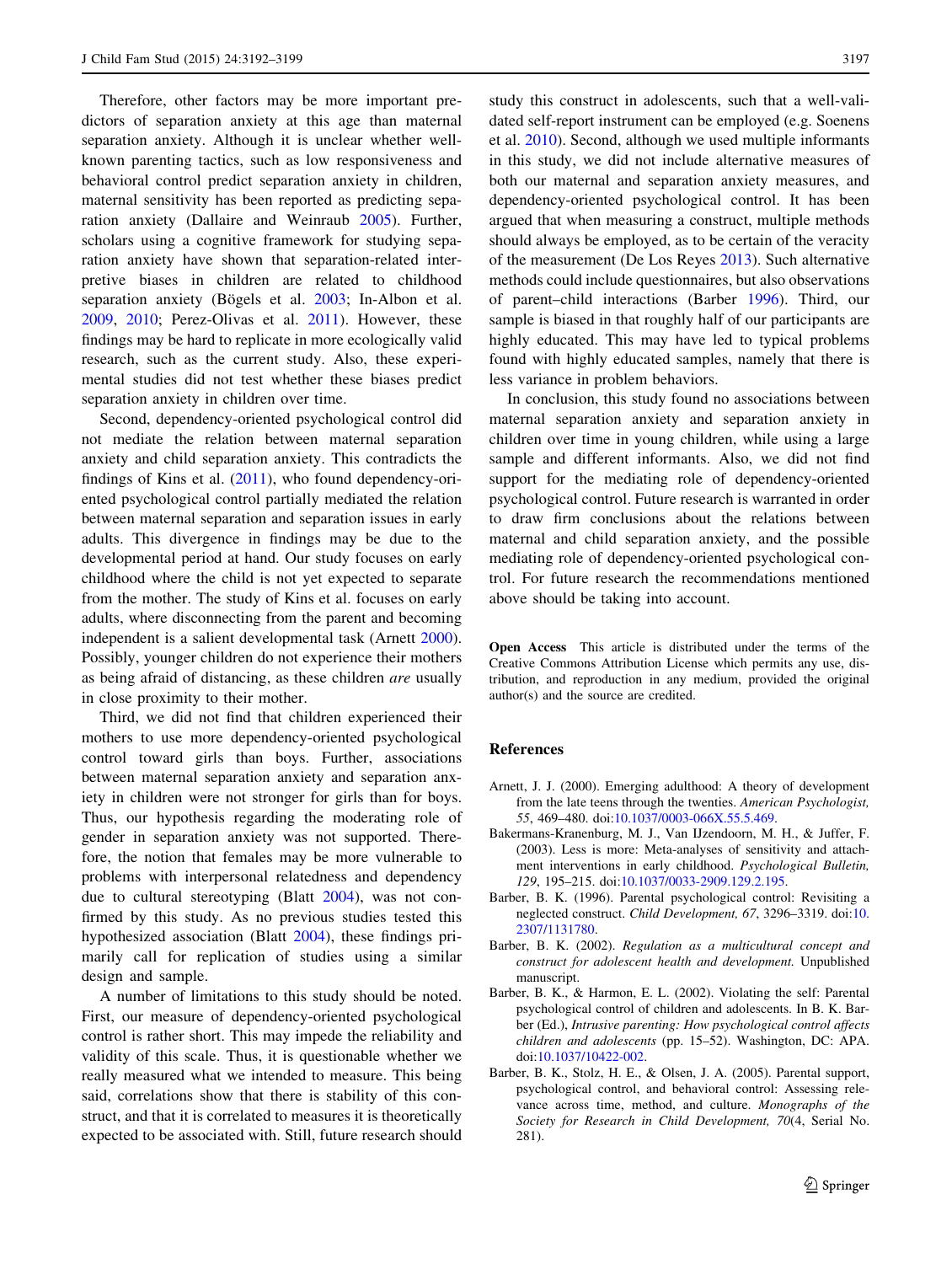Therefore, other factors may be more important predictors of separation anxiety at this age than maternal separation anxiety. Although it is unclear whether well-known parenting tactics, such as low responsiveness and behavioral control predict separation anxiety in children, maternal sensitivity has been reported as predicting separation anxiety (Dallaire and Weinraub 2005). Further, scholars using a cognitive framework for studying separation anxiety have shown that separation-related interpretive biases in children are related to childhood separation anxiety (Bögels et al. 2003; In-Albon et al. 2009, 2010; Perez-Olivas et al. 2011). However, these findings may be hard to replicate in more ecologically valid research, such as the current study. Also, these experimental studies did not test whether these biases predict separation anxiety in children over time.

Second, dependency-oriented psychological control did not mediate the relation between maternal separation anxiety and child separation anxiety. This contradicts the findings of Kins et al. (2011), who found dependency-oriented psychological control partially mediated the relation between maternal separation and separation issues in early adults. This divergence in findings may be due to the developmental period at hand. Our study focuses on early childhood where the child is not yet expected to separate from the mother. The study of Kins et al. focuses on early adults, where disconnecting from the parent and becoming independent is a salient developmental task (Arnett 2000). Possibly, younger children do not experience their mothers as being afraid of distancing, as these children *are* usually in close proximity to their mother.

Third, we did not find that children experienced their mothers to use more dependency-oriented psychological control toward girls than boys. Further, associations between maternal separation anxiety and separation anxiety in children were not stronger for girls than for boys. Thus, our hypothesis regarding the moderating role of gender in separation anxiety was not supported. Therefore, the notion that females may be more vulnerable to problems with interpersonal relatedness and dependency due to cultural stereotyping (Blatt 2004), was not confirmed by this study. As no previous studies tested this hypothesized association (Blatt 2004), these findings primarily call for replication of studies using a similar design and sample.

A number of limitations to this study should be noted. First, our measure of dependency-oriented psychological control is rather short. This may impede the reliability and validity of this scale. Thus, it is questionable whether we really measured what we intended to measure. This being said, correlations show that there is stability of this construct, and that it is correlated to measures it is theoretically expected to be associated with. Still, future research should study this construct in adolescents, such that a well-validated self-report instrument can be employed (e.g. Soenens et al. 2010). Second, although we used multiple informants in this study, we did not include alternative measures of both our maternal and separation anxiety measures, and dependency-oriented psychological control. It has been argued that when measuring a construct, multiple methods should always be employed, as to be certain of the veracity of the measurement (De Los Reyes 2013). Such alternative methods could include questionnaires, but also observations of parent–child interactions (Barber 1996). Third, our sample is biased in that roughly half of our participants are highly educated. This may have led to typical problems found with highly educated samples, namely that there is less variance in problem behaviors.

In conclusion, this study found no associations between maternal separation anxiety and separation anxiety in children over time in young children, while using a large sample and different informants. Also, we did not find support for the mediating role of dependency-oriented psychological control. Future research is warranted in order to draw firm conclusions about the relations between maternal and child separation anxiety, and the possible mediating role of dependency-oriented psychological control. For future research the recommendations mentioned above should be taking into account.

**Open Access** This article is distributed under the terms of the Creative Commons Attribution License which permits any use, distribution, and reproduction in any medium, provided the original author(s) and the source are credited.

## References

Arnett, J. J. (2000). Emerging adulthood: A theory of development from the late teens through the twenties. *American Psychologist, 55*, 469–480. doi:10.1037/0003-066X.55.5.469.

Bakermans-Kranenburg, M. J., Van IJzendoorn, M. H., & Juffer, F. (2003). Less is more: Meta-analyses of sensitivity and attachment interventions in early childhood. *Psychological Bulletin, 129*, 195–215. doi:10.1037/0033-2909.129.2.195.

Barber, B. K. (1996). Parental psychological control: Revisiting a neglected construct. *Child Development, 67*, 3296–3319. doi:10.2307/1131780.

Barber, B. K. (2002). *Regulation as a multicultural concept and construct for adolescent health and development.* Unpublished manuscript.

Barber, B. K., & Harmon, E. L. (2002). Violating the self: Parental psychological control of children and adolescents. In B. K. Barber (Ed.), *Intrusive parenting: How psychological control affects children and adolescents* (pp. 15–52). Washington, DC: APA. doi:10.1037/10422-002.

Barber, B. K., Stolz, H. E., & Olsen, J. A. (2005). Parental support, psychological control, and behavioral control: Assessing relevance across time, method, and culture. *Monographs of the Society for Research in Child Development, 70*(4, Serial No. 281).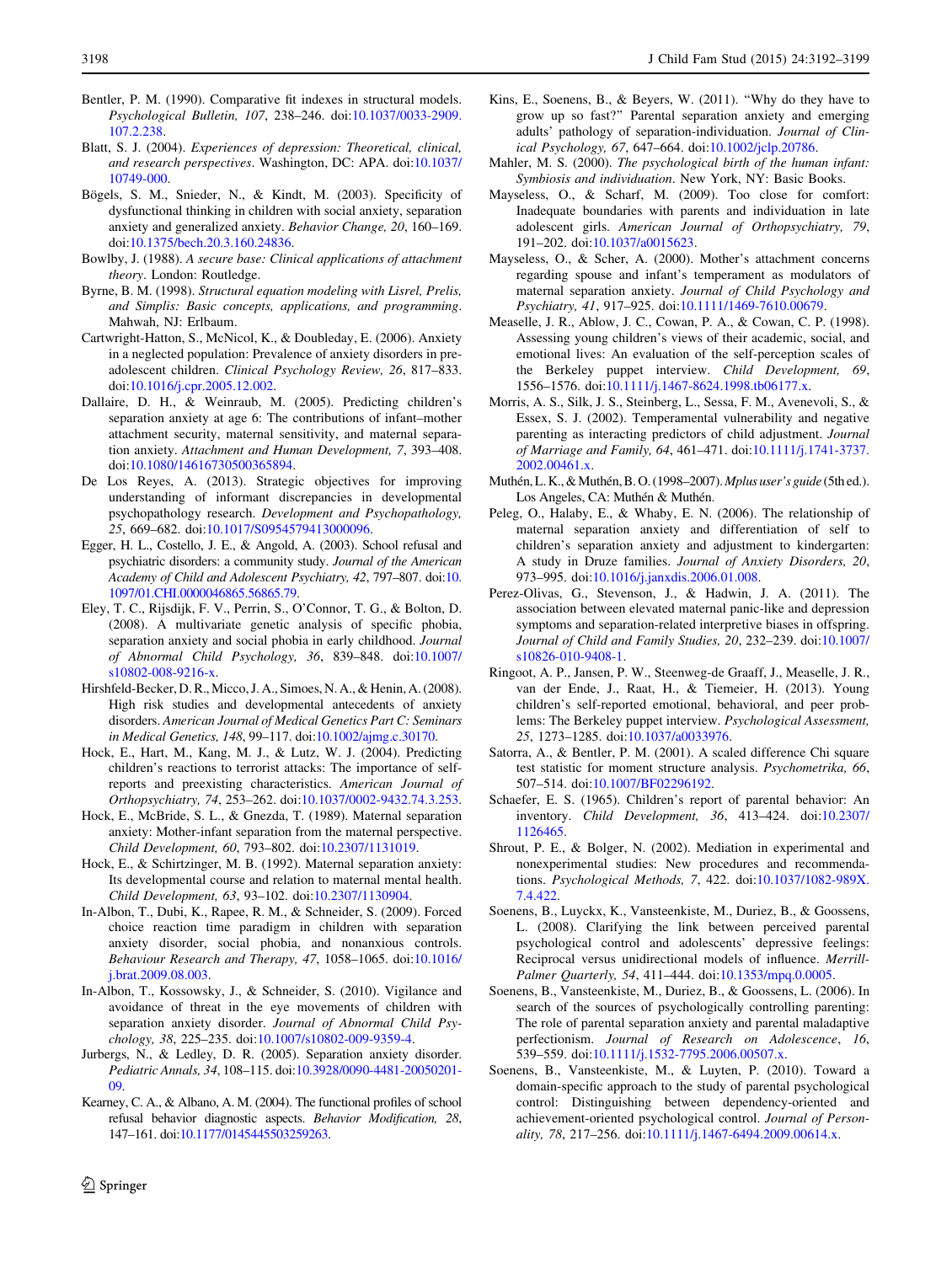Bentler, P. M. (1990). Comparative fit indexes in structural models. *Psychological Bulletin, 107*, 238–246. doi:10.1037/0033-2909.107.2.238.

Blatt, S. J. (2004). *Experiences of depression: Theoretical, clinical, and research perspectives*. Washington, DC: APA. doi:10.1037/10749-000.

Bögels, S. M., Snieder, N., & Kindt, M. (2003). Specificity of dysfunctional thinking in children with social anxiety, separation anxiety and generalized anxiety. *Behavior Change, 20*, 160–169. doi:10.1375/bech.20.3.160.24836.

Bowlby, J. (1988). *A secure base: Clinical applications of attachment theory*. London: Routledge.

Byrne, B. M. (1998). *Structural equation modeling with Lisrel, Prelis, and Simplis: Basic concepts, applications, and programming*. Mahwah, NJ: Erlbaum.

Cartwright-Hatton, S., McNicol, K., & Doubleday, E. (2006). Anxiety in a neglected population: Prevalence of anxiety disorders in pre-adolescent children. *Clinical Psychology Review, 26*, 817–833. doi:10.1016/j.cpr.2005.12.002.

Dallaire, D. H., & Weinraub, M. (2005). Predicting children's separation anxiety at age 6: The contributions of infant–mother attachment security, maternal sensitivity, and maternal separation anxiety. *Attachment and Human Development, 7*, 393–408. doi:10.1080/14616730500365894.

De Los Reyes, A. (2013). Strategic objectives for improving understanding of informant discrepancies in developmental psychopathology research. *Development and Psychopathology, 25*, 669–682. doi:10.1017/S0954579413000096.

Egger, H. L., Costello, J. E., & Angold, A. (2003). School refusal and psychiatric disorders: a community study. *Journal of the American Academy of Child and Adolescent Psychiatry, 42*, 797–807. doi:10.1097/01.CHI.0000046865.56865.79.

Eley, T. C., Rijsdijk, F. V., Perrin, S., O'Connor, T. G., & Bolton, D. (2008). A multivariate genetic analysis of specific phobia, separation anxiety and social phobia in early childhood. *Journal of Abnormal Child Psychology, 36*, 839–848. doi:10.1007/s10802-008-9216-x.

Hirshfeld-Becker, D. R., Micco, J. A., Simoes, N. A., & Henin, A. (2008). High risk studies and developmental antecedents of anxiety disorders. *American Journal of Medical Genetics Part C: Seminars in Medical Genetics, 148*, 99–117. doi:10.1002/ajmg.c.30170.

Hock, E., Hart, M., Kang, M. J., & Lutz, W. J. (2004). Predicting children's reactions to terrorist attacks: The importance of self-reports and preexisting characteristics. *American Journal of Orthopsychiatry, 74*, 253–262. doi:10.1037/0002-9432.74.3.253.

Hock, E., McBride, S. L., & Gnezda, T. (1989). Maternal separation anxiety: Mother-infant separation from the maternal perspective. *Child Development, 60*, 793–802. doi:10.2307/1131019.

Hock, E., & Schirtzinger, M. B. (1992). Maternal separation anxiety: Its developmental course and relation to maternal mental health. *Child Development, 63*, 93–102. doi:10.2307/1130904.

In-Albon, T., Dubi, K., Rapee, R. M., & Schneider, S. (2009). Forced choice reaction time paradigm in children with separation anxiety disorder, social phobia, and nonanxious controls. *Behaviour Research and Therapy, 47*, 1058–1065. doi:10.1016/j.brat.2009.08.003.

In-Albon, T., Kossowsky, J., & Schneider, S. (2010). Vigilance and avoidance of threat in the eye movements of children with separation anxiety disorder. *Journal of Abnormal Child Psychology, 38*, 225–235. doi:10.1007/s10802-009-9359-4.

Jurbergs, N., & Ledley, D. R. (2005). Separation anxiety disorder. *Pediatric Annals, 34*, 108–115. doi:10.3928/0090-4481-20050201-09.

Kearney, C. A., & Albano, A. M. (2004). The functional profiles of school refusal behavior diagnostic aspects. *Behavior Modification, 28*, 147–161. doi:10.1177/0145445503259263.

Kins, E., Soenens, B., & Beyers, W. (2011). "Why do they have to grow up so fast?" Parental separation anxiety and emerging adults' pathology of separation-individuation. *Journal of Clinical Psychology, 67*, 647–664. doi:10.1002/jclp.20786.

Mahler, M. S. (2000). *The psychological birth of the human infant: Symbiosis and individuation*. New York, NY: Basic Books.

Mayseless, O., & Scharf, M. (2009). Too close for comfort: Inadequate boundaries with parents and individuation in late adolescent girls. *American Journal of Orthopsychiatry, 79*, 191–202. doi:10.1037/a0015623.

Mayseless, O., & Scher, A. (2000). Mother's attachment concerns regarding spouse and infant's temperament as modulators of maternal separation anxiety. *Journal of Child Psychology and Psychiatry, 41*, 917–925. doi:10.1111/1469-7610.00679.

Measelle, J. R., Ablow, J. C., Cowan, P. A., & Cowan, C. P. (1998). Assessing young children's views of their academic, social, and emotional lives: An evaluation of the self-perception scales of the Berkeley puppet interview. *Child Development, 69*, 1556–1576. doi:10.1111/j.1467-8624.1998.tb06177.x.

Morris, A. S., Silk, J. S., Steinberg, L., Sessa, F. M., Avenevoli, S., & Essex, S. J. (2002). Temperamental vulnerability and negative parenting as interacting predictors of child adjustment. *Journal of Marriage and Family, 64*, 461–471. doi:10.1111/j.1741-3737.2002.00461.x.

Muthén, L. K., & Muthén, B. O. (1998–2007). *Mplus user's guide* (5th ed.). Los Angeles, CA: Muthén & Muthén.

Peleg, O., Halaby, E., & Whaby, E. N. (2006). The relationship of maternal separation anxiety and differentiation of self to children's separation anxiety and adjustment to kindergarten: A study in Druze families. *Journal of Anxiety Disorders, 20*, 973–995. doi:10.1016/j.janxdis.2006.01.008.

Perez-Olivas, G., Stevenson, J., & Hadwin, J. A. (2011). The association between elevated maternal panic-like and depression symptoms and separation-related interpretive biases in offspring. *Journal of Child and Family Studies, 20*, 232–239. doi:10.1007/s10826-010-9408-1.

Ringoot, A. P., Jansen, P. W., Steenweg-de Graaff, J., Measelle, J. R., van der Ende, J., Raat, H., & Tiemeier, H. (2013). Young children's self-reported emotional, behavioral, and peer problems: The Berkeley puppet interview. *Psychological Assessment, 25*, 1273–1285. doi:10.1037/a0033976.

Satorra, A., & Bentler, P. M. (2001). A scaled difference Chi square test statistic for moment structure analysis. *Psychometrika, 66*, 507–514. doi:10.1007/BF02296192.

Schaefer, E. S. (1965). Children's report of parental behavior: An inventory. *Child Development, 36*, 413–424. doi:10.2307/1126465.

Shrout, P. E., & Bolger, N. (2002). Mediation in experimental and nonexperimental studies: New procedures and recommendations. *Psychological Methods, 7*, 422. doi:10.1037/1082-989X.7.4.422.

Soenens, B., Luyckx, K., Vansteenkiste, M., Duriez, B., & Goossens, L. (2008). Clarifying the link between perceived parental psychological control and adolescents' depressive feelings: Reciprocal versus unidirectional models of influence. *Merrill-Palmer Quarterly, 54*, 411–444. doi:10.1353/mpq.0.0005.

Soenens, B., Vansteenkiste, M., Duriez, B., & Goossens, L. (2006). In search of the sources of psychologically controlling parenting: The role of parental separation anxiety and parental maladaptive perfectionism. *Journal of Research on Adolescence, 16*, 539–559. doi:10.1111/j.1532-7795.2006.00507.x.

Soenens, B., Vansteenkiste, M., & Luyten, P. (2010). Toward a domain-specific approach to the study of parental psychological control: Distinguishing between dependency-oriented and achievement-oriented psychological control. *Journal of Personality, 78*, 217–256. doi:10.1111/j.1467-6494.2009.00614.x.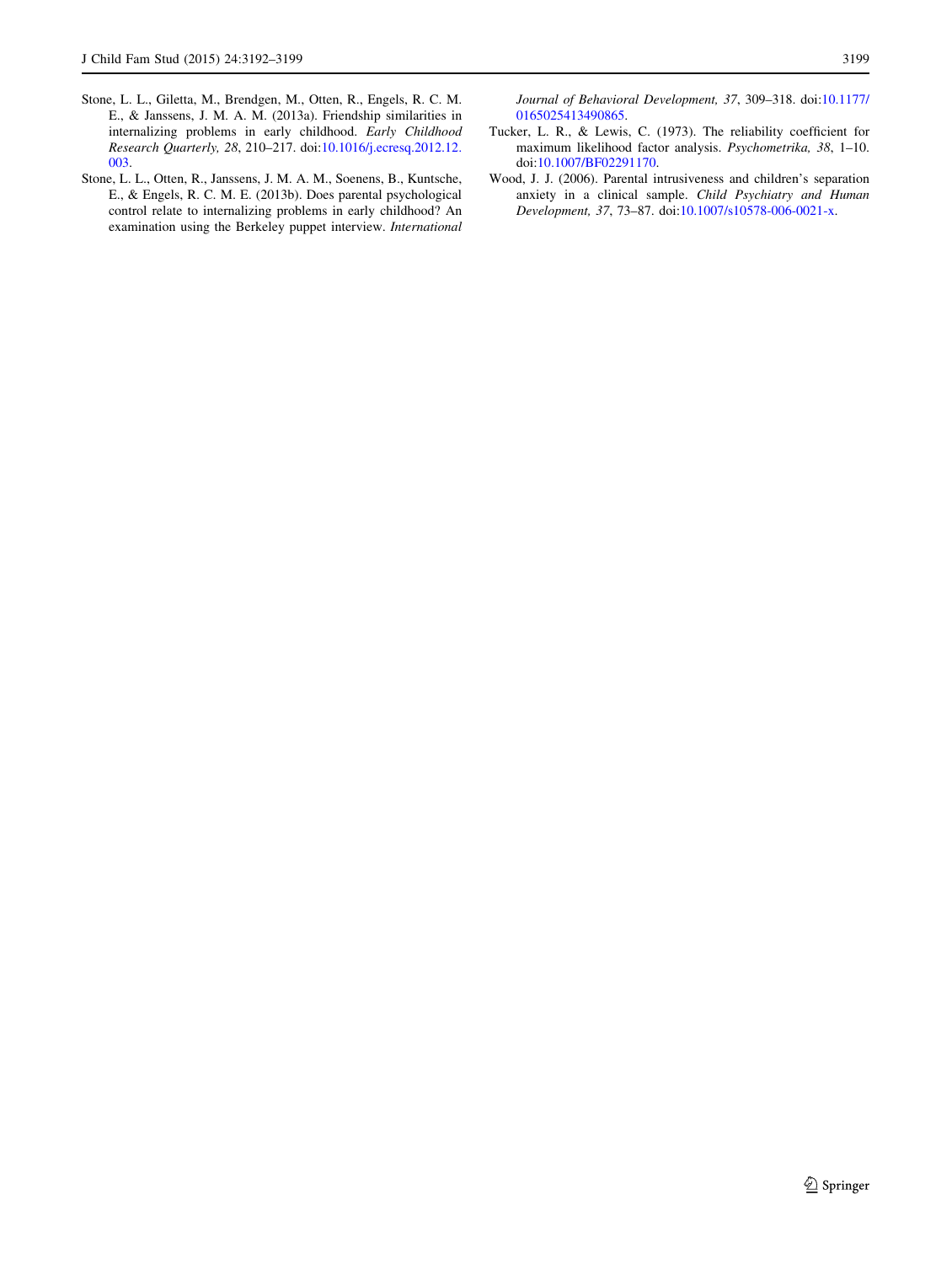Stone, L. L., Giletta, M., Brendgen, M., Otten, R., Engels, R. C. M. E., & Janssens, J. M. A. M. (2013a). Friendship similarities in internalizing problems in early childhood. *Early Childhood Research Quarterly, 28*, 210–217. doi:10.1016/j.ecresq.2012.12.003.

Stone, L. L., Otten, R., Janssens, J. M. A. M., Soenens, B., Kuntsche, E., & Engels, R. C. M. E. (2013b). Does parental psychological control relate to internalizing problems in early childhood? An examination using the Berkeley puppet interview. *International Journal of Behavioral Development, 37*, 309–318. doi:10.1177/0165025413490865.

Tucker, L. R., & Lewis, C. (1973). The reliability coefficient for maximum likelihood factor analysis. *Psychometrika, 38*, 1–10. doi:10.1007/BF02291170.

Wood, J. J. (2006). Parental intrusiveness and children's separation anxiety in a clinical sample. *Child Psychiatry and Human Development, 37*, 73–87. doi:10.1007/s10578-006-0021-x.